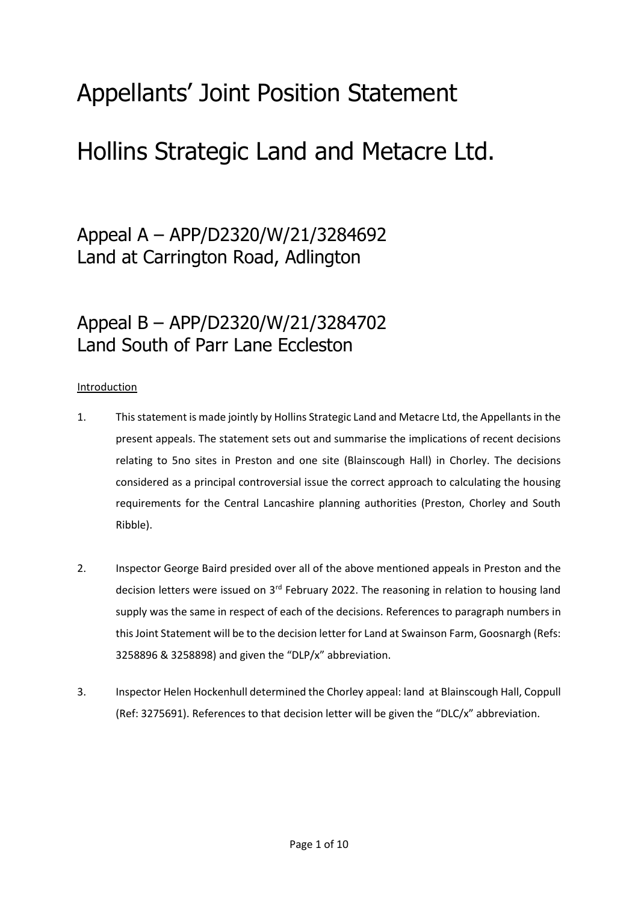# Appellants' Joint Position Statement

# Hollins Strategic Land and Metacre Ltd.

## Appeal A – APP/D2320/W/21/3284692
## Land at Carrington Road, Adlington

## Appeal B – APP/D2320/W/21/3284702
## Land South of Parr Lane Eccleston

Introduction

1. This statement is made jointly by Hollins Strategic Land and Metacre Ltd, the Appellants in the present appeals. The statement sets out and summarise the implications of recent decisions relating to 5no sites in Preston and one site (Blainscough Hall) in Chorley. The decisions considered as a principal controversial issue the correct approach to calculating the housing requirements for the Central Lancashire planning authorities (Preston, Chorley and South Ribble).

2. Inspector George Baird presided over all of the above mentioned appeals in Preston and the decision letters were issued on 3rd February 2022. The reasoning in relation to housing land supply was the same in respect of each of the decisions. References to paragraph numbers in this Joint Statement will be to the decision letter for Land at Swainson Farm, Goosnargh (Refs: 3258896 & 3258898) and given the "DLP/x" abbreviation.

3. Inspector Helen Hockenhull determined the Chorley appeal: land at Blainscough Hall, Coppull (Ref: 3275691). References to that decision letter will be given the "DLC/x" abbreviation.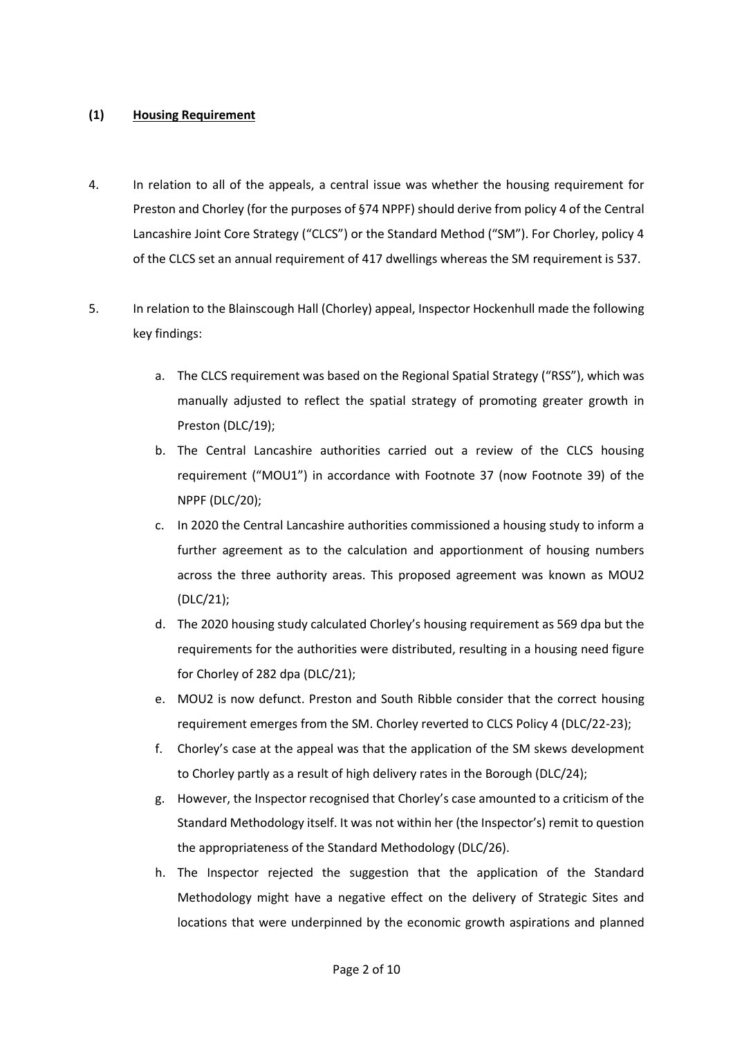**(1) Housing Requirement**

4. In relation to all of the appeals, a central issue was whether the housing requirement for Preston and Chorley (for the purposes of §74 NPPF) should derive from policy 4 of the Central Lancashire Joint Core Strategy ("CLCS") or the Standard Method ("SM"). For Chorley, policy 4 of the CLCS set an annual requirement of 417 dwellings whereas the SM requirement is 537.

5. In relation to the Blainscough Hall (Chorley) appeal, Inspector Hockenhull made the following key findings:

    a. The CLCS requirement was based on the Regional Spatial Strategy ("RSS"), which was manually adjusted to reflect the spatial strategy of promoting greater growth in Preston (DLC/19);

    b. The Central Lancashire authorities carried out a review of the CLCS housing requirement ("MOU1") in accordance with Footnote 37 (now Footnote 39) of the NPPF (DLC/20);

    c. In 2020 the Central Lancashire authorities commissioned a housing study to inform a further agreement as to the calculation and apportionment of housing numbers across the three authority areas. This proposed agreement was known as MOU2 (DLC/21);

    d. The 2020 housing study calculated Chorley's housing requirement as 569 dpa but the requirements for the authorities were distributed, resulting in a housing need figure for Chorley of 282 dpa (DLC/21);

    e. MOU2 is now defunct. Preston and South Ribble consider that the correct housing requirement emerges from the SM. Chorley reverted to CLCS Policy 4 (DLC/22-23);

    f. Chorley's case at the appeal was that the application of the SM skews development to Chorley partly as a result of high delivery rates in the Borough (DLC/24);

    g. However, the Inspector recognised that Chorley's case amounted to a criticism of the Standard Methodology itself. It was not within her (the Inspector's) remit to question the appropriateness of the Standard Methodology (DLC/26).

    h. The Inspector rejected the suggestion that the application of the Standard Methodology might have a negative effect on the delivery of Strategic Sites and locations that were underpinned by the economic growth aspirations and planned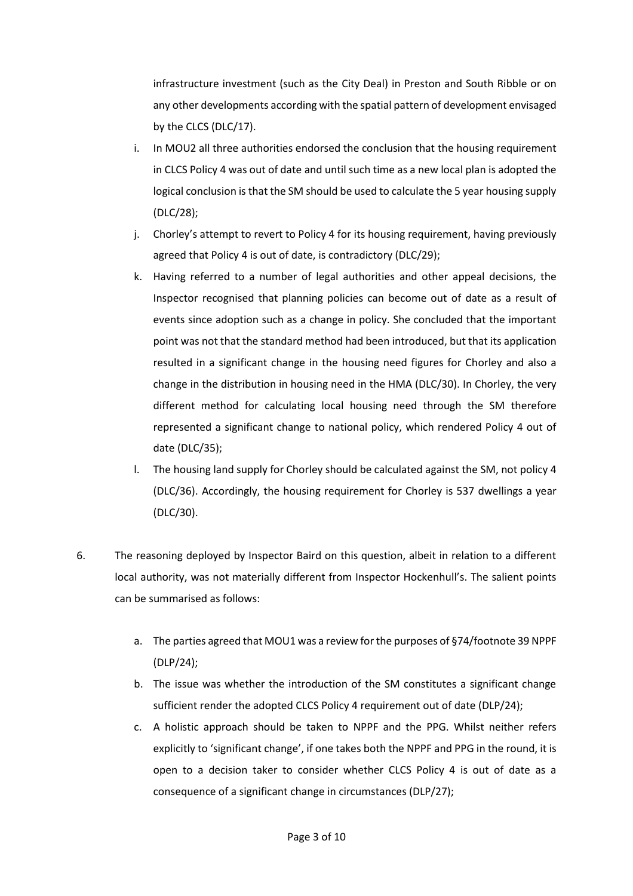infrastructure investment (such as the City Deal) in Preston and South Ribble or on any other developments according with the spatial pattern of development envisaged by the CLCS (DLC/17).

i. In MOU2 all three authorities endorsed the conclusion that the housing requirement in CLCS Policy 4 was out of date and until such time as a new local plan is adopted the logical conclusion is that the SM should be used to calculate the 5 year housing supply (DLC/28);

j. Chorley's attempt to revert to Policy 4 for its housing requirement, having previously agreed that Policy 4 is out of date, is contradictory (DLC/29);

k. Having referred to a number of legal authorities and other appeal decisions, the Inspector recognised that planning policies can become out of date as a result of events since adoption such as a change in policy. She concluded that the important point was not that the standard method had been introduced, but that its application resulted in a significant change in the housing need figures for Chorley and also a change in the distribution in housing need in the HMA (DLC/30). In Chorley, the very different method for calculating local housing need through the SM therefore represented a significant change to national policy, which rendered Policy 4 out of date (DLC/35);

l. The housing land supply for Chorley should be calculated against the SM, not policy 4 (DLC/36). Accordingly, the housing requirement for Chorley is 537 dwellings a year (DLC/30).

6. The reasoning deployed by Inspector Baird on this question, albeit in relation to a different local authority, was not materially different from Inspector Hockenhull's. The salient points can be summarised as follows:

a. The parties agreed that MOU1 was a review for the purposes of §74/footnote 39 NPPF (DLP/24);

b. The issue was whether the introduction of the SM constitutes a significant change sufficient render the adopted CLCS Policy 4 requirement out of date (DLP/24);

c. A holistic approach should be taken to NPPF and the PPG. Whilst neither refers explicitly to 'significant change', if one takes both the NPPF and PPG in the round, it is open to a decision taker to consider whether CLCS Policy 4 is out of date as a consequence of a significant change in circumstances (DLP/27);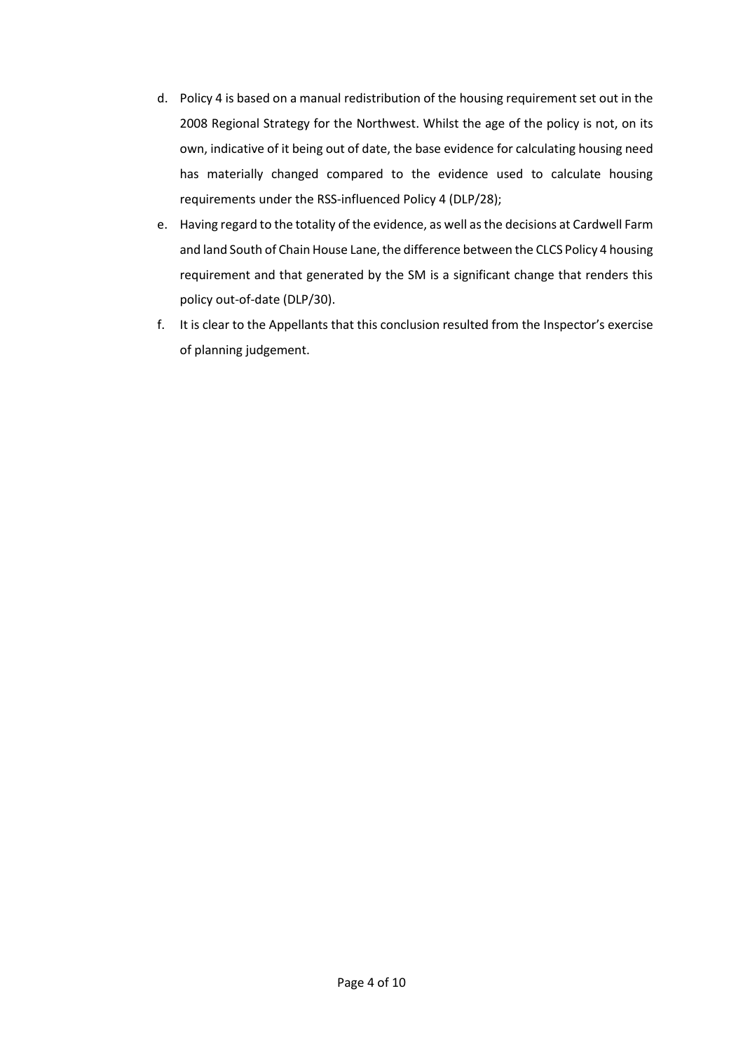d. Policy 4 is based on a manual redistribution of the housing requirement set out in the 2008 Regional Strategy for the Northwest. Whilst the age of the policy is not, on its own, indicative of it being out of date, the base evidence for calculating housing need has materially changed compared to the evidence used to calculate housing requirements under the RSS-influenced Policy 4 (DLP/28);

e. Having regard to the totality of the evidence, as well as the decisions at Cardwell Farm and land South of Chain House Lane, the difference between the CLCS Policy 4 housing requirement and that generated by the SM is a significant change that renders this policy out-of-date (DLP/30).

f. It is clear to the Appellants that this conclusion resulted from the Inspector's exercise of planning judgement.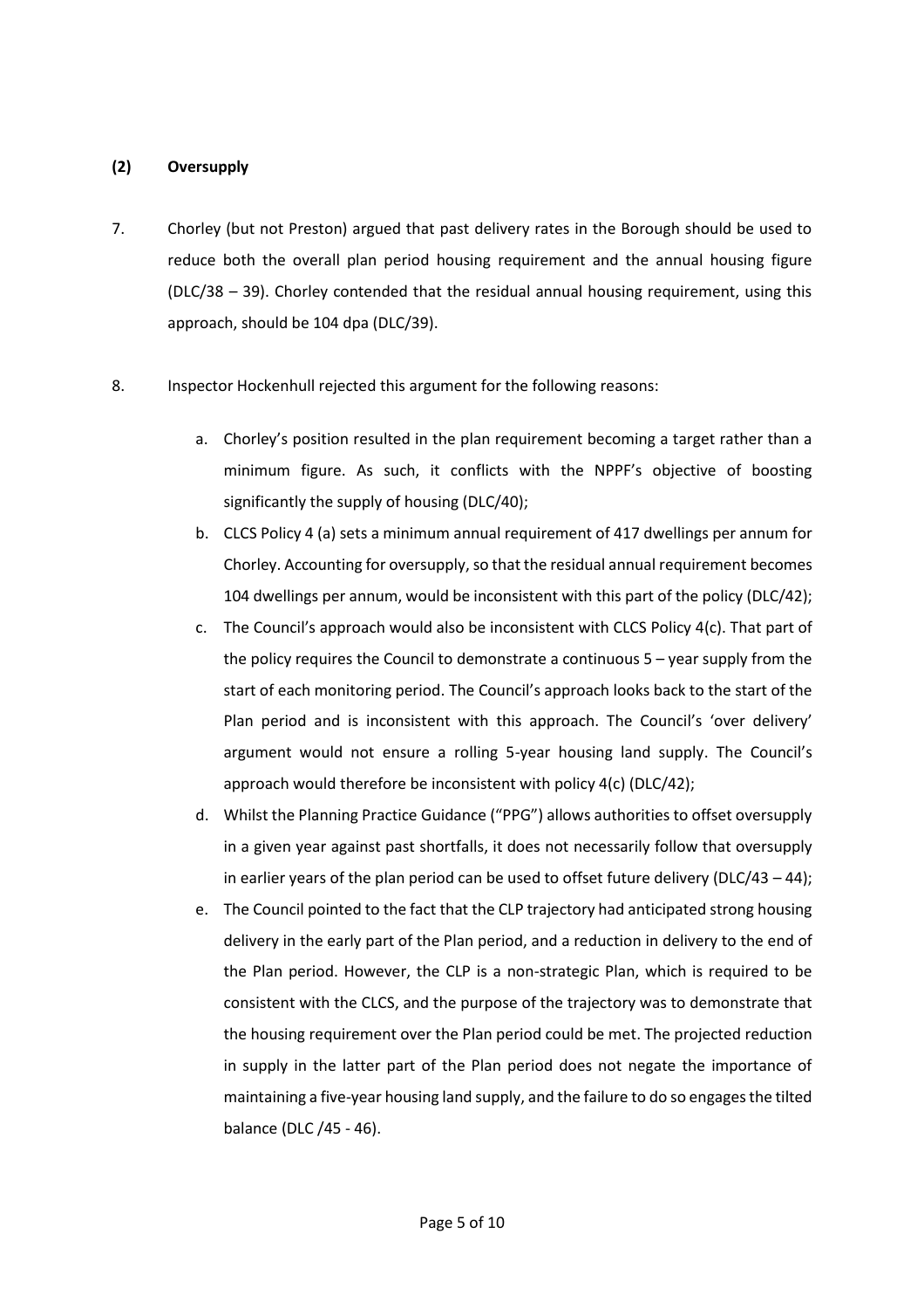## (2) Oversupply

7. Chorley (but not Preston) argued that past delivery rates in the Borough should be used to reduce both the overall plan period housing requirement and the annual housing figure (DLC/38 – 39). Chorley contended that the residual annual housing requirement, using this approach, should be 104 dpa (DLC/39).

8. Inspector Hockenhull rejected this argument for the following reasons:

   a. Chorley's position resulted in the plan requirement becoming a target rather than a minimum figure. As such, it conflicts with the NPPF's objective of boosting significantly the supply of housing (DLC/40);

   b. CLCS Policy 4 (a) sets a minimum annual requirement of 417 dwellings per annum for Chorley. Accounting for oversupply, so that the residual annual requirement becomes 104 dwellings per annum, would be inconsistent with this part of the policy (DLC/42);

   c. The Council's approach would also be inconsistent with CLCS Policy 4(c). That part of the policy requires the Council to demonstrate a continuous 5 – year supply from the start of each monitoring period. The Council's approach looks back to the start of the Plan period and is inconsistent with this approach. The Council's 'over delivery' argument would not ensure a rolling 5-year housing land supply. The Council's approach would therefore be inconsistent with policy 4(c) (DLC/42);

   d. Whilst the Planning Practice Guidance ("PPG") allows authorities to offset oversupply in a given year against past shortfalls, it does not necessarily follow that oversupply in earlier years of the plan period can be used to offset future delivery (DLC/43 – 44);

   e. The Council pointed to the fact that the CLP trajectory had anticipated strong housing delivery in the early part of the Plan period, and a reduction in delivery to the end of the Plan period. However, the CLP is a non-strategic Plan, which is required to be consistent with the CLCS, and the purpose of the trajectory was to demonstrate that the housing requirement over the Plan period could be met. The projected reduction in supply in the latter part of the Plan period does not negate the importance of maintaining a five-year housing land supply, and the failure to do so engages the tilted balance (DLC /45 - 46).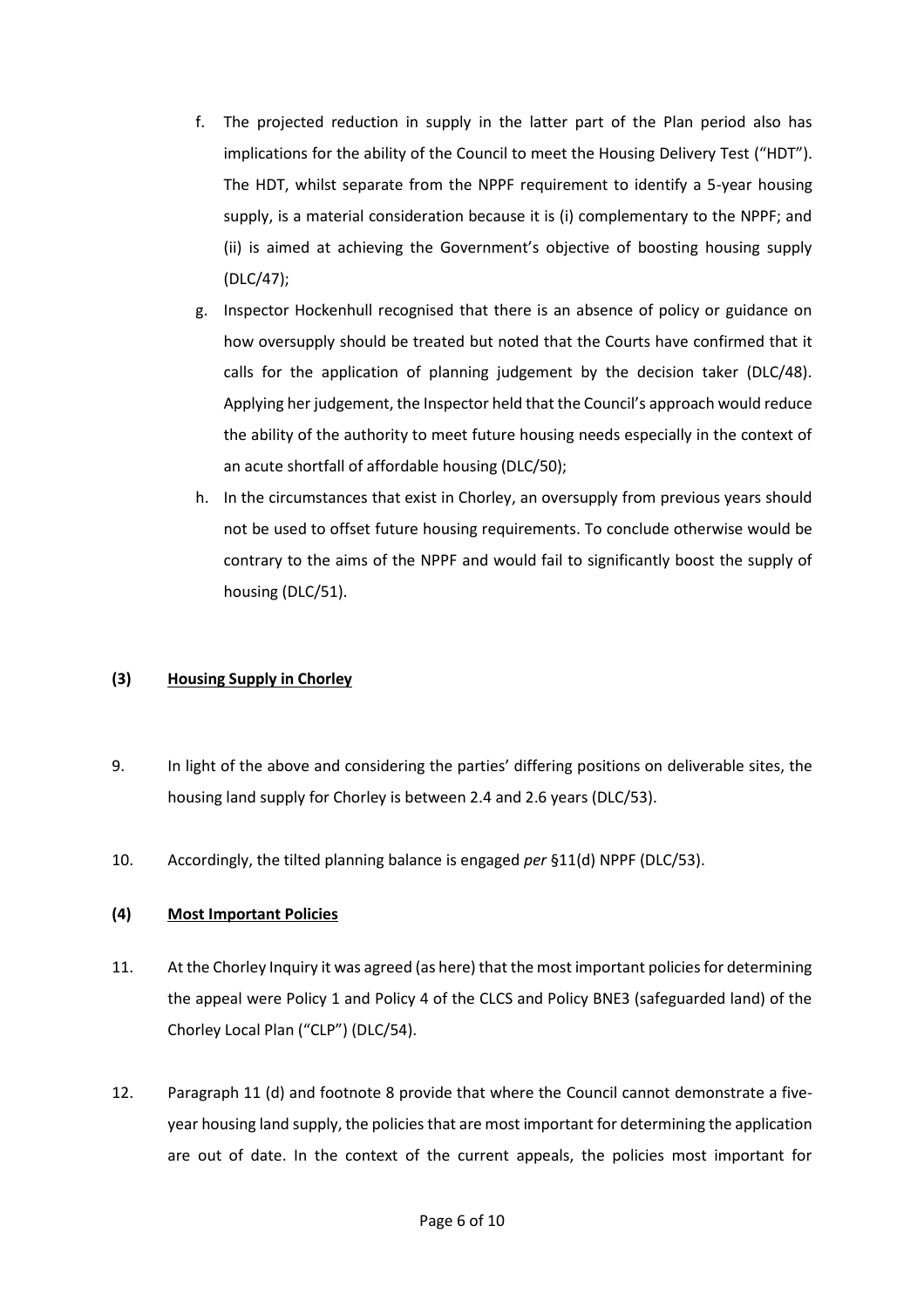f. The projected reduction in supply in the latter part of the Plan period also has implications for the ability of the Council to meet the Housing Delivery Test ("HDT"). The HDT, whilst separate from the NPPF requirement to identify a 5-year housing supply, is a material consideration because it is (i) complementary to the NPPF; and (ii) is aimed at achieving the Government's objective of boosting housing supply (DLC/47);

g. Inspector Hockenhull recognised that there is an absence of policy or guidance on how oversupply should be treated but noted that the Courts have confirmed that it calls for the application of planning judgement by the decision taker (DLC/48). Applying her judgement, the Inspector held that the Council's approach would reduce the ability of the authority to meet future housing needs especially in the context of an acute shortfall of affordable housing (DLC/50);

h. In the circumstances that exist in Chorley, an oversupply from previous years should not be used to offset future housing requirements. To conclude otherwise would be contrary to the aims of the NPPF and would fail to significantly boost the supply of housing (DLC/51).

## (3) Housing Supply in Chorley

9. In light of the above and considering the parties' differing positions on deliverable sites, the housing land supply for Chorley is between 2.4 and 2.6 years (DLC/53).

10. Accordingly, the tilted planning balance is engaged *per* §11(d) NPPF (DLC/53).

## (4) Most Important Policies

11. At the Chorley Inquiry it was agreed (as here) that the most important policies for determining the appeal were Policy 1 and Policy 4 of the CLCS and Policy BNE3 (safeguarded land) of the Chorley Local Plan ("CLP") (DLC/54).

12. Paragraph 11 (d) and footnote 8 provide that where the Council cannot demonstrate a five-year housing land supply, the policies that are most important for determining the application are out of date. In the context of the current appeals, the policies most important for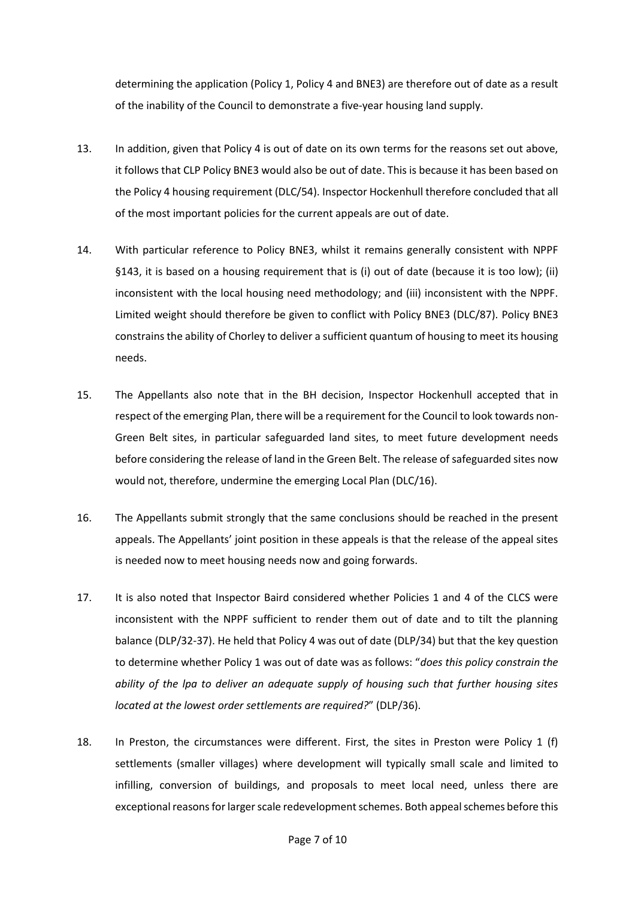determining the application (Policy 1, Policy 4 and BNE3) are therefore out of date as a result of the inability of the Council to demonstrate a five-year housing land supply.

13. In addition, given that Policy 4 is out of date on its own terms for the reasons set out above, it follows that CLP Policy BNE3 would also be out of date. This is because it has been based on the Policy 4 housing requirement (DLC/54). Inspector Hockenhull therefore concluded that all of the most important policies for the current appeals are out of date.

14. With particular reference to Policy BNE3, whilst it remains generally consistent with NPPF §143, it is based on a housing requirement that is (i) out of date (because it is too low); (ii) inconsistent with the local housing need methodology; and (iii) inconsistent with the NPPF. Limited weight should therefore be given to conflict with Policy BNE3 (DLC/87). Policy BNE3 constrains the ability of Chorley to deliver a sufficient quantum of housing to meet its housing needs.

15. The Appellants also note that in the BH decision, Inspector Hockenhull accepted that in respect of the emerging Plan, there will be a requirement for the Council to look towards non-Green Belt sites, in particular safeguarded land sites, to meet future development needs before considering the release of land in the Green Belt. The release of safeguarded sites now would not, therefore, undermine the emerging Local Plan (DLC/16).

16. The Appellants submit strongly that the same conclusions should be reached in the present appeals. The Appellants' joint position in these appeals is that the release of the appeal sites is needed now to meet housing needs now and going forwards.

17. It is also noted that Inspector Baird considered whether Policies 1 and 4 of the CLCS were inconsistent with the NPPF sufficient to render them out of date and to tilt the planning balance (DLP/32-37). He held that Policy 4 was out of date (DLP/34) but that the key question to determine whether Policy 1 was out of date was as follows: "*does this policy constrain the ability of the lpa to deliver an adequate supply of housing such that further housing sites located at the lowest order settlements are required?*" (DLP/36).

18. In Preston, the circumstances were different. First, the sites in Preston were Policy 1 (f) settlements (smaller villages) where development will typically small scale and limited to infilling, conversion of buildings, and proposals to meet local need, unless there are exceptional reasons for larger scale redevelopment schemes. Both appeal schemes before this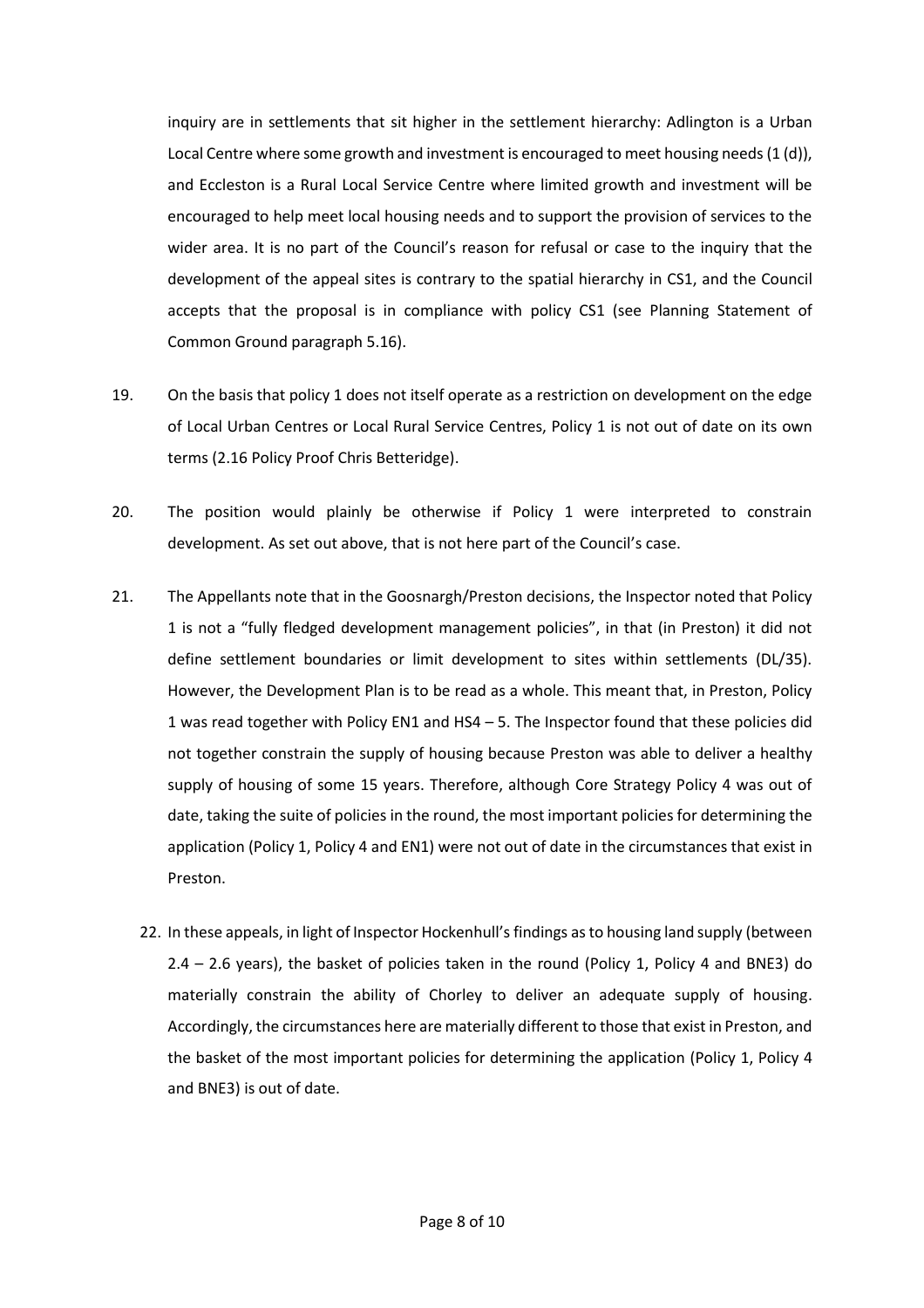inquiry are in settlements that sit higher in the settlement hierarchy: Adlington is a Urban Local Centre where some growth and investment is encouraged to meet housing needs (1 (d)), and Eccleston is a Rural Local Service Centre where limited growth and investment will be encouraged to help meet local housing needs and to support the provision of services to the wider area. It is no part of the Council's reason for refusal or case to the inquiry that the development of the appeal sites is contrary to the spatial hierarchy in CS1, and the Council accepts that the proposal is in compliance with policy CS1 (see Planning Statement of Common Ground paragraph 5.16).

19. On the basis that policy 1 does not itself operate as a restriction on development on the edge of Local Urban Centres or Local Rural Service Centres, Policy 1 is not out of date on its own terms (2.16 Policy Proof Chris Betteridge).

20. The position would plainly be otherwise if Policy 1 were interpreted to constrain development. As set out above, that is not here part of the Council's case.

21. The Appellants note that in the Goosnargh/Preston decisions, the Inspector noted that Policy 1 is not a "fully fledged development management policies", in that (in Preston) it did not define settlement boundaries or limit development to sites within settlements (DL/35). However, the Development Plan is to be read as a whole. This meant that, in Preston, Policy 1 was read together with Policy EN1 and HS4 – 5. The Inspector found that these policies did not together constrain the supply of housing because Preston was able to deliver a healthy supply of housing of some 15 years. Therefore, although Core Strategy Policy 4 was out of date, taking the suite of policies in the round, the most important policies for determining the application (Policy 1, Policy 4 and EN1) were not out of date in the circumstances that exist in Preston.

22. In these appeals, in light of Inspector Hockenhull's findings as to housing land supply (between 2.4 – 2.6 years), the basket of policies taken in the round (Policy 1, Policy 4 and BNE3) do materially constrain the ability of Chorley to deliver an adequate supply of housing. Accordingly, the circumstances here are materially different to those that exist in Preston, and the basket of the most important policies for determining the application (Policy 1, Policy 4 and BNE3) is out of date.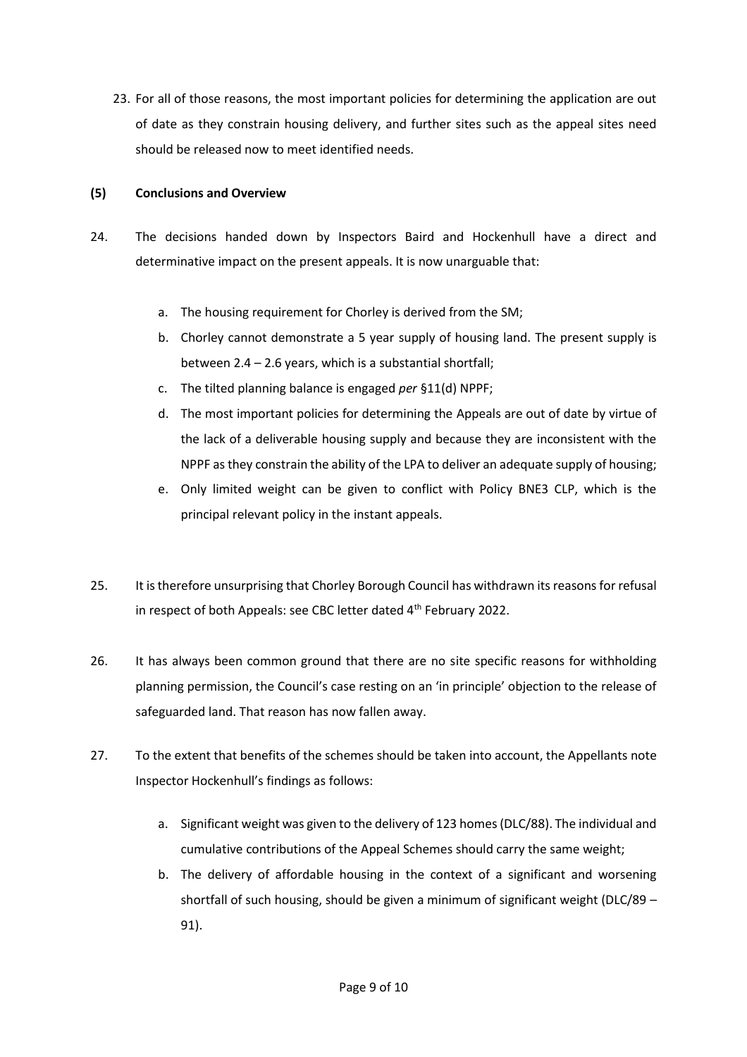23. For all of those reasons, the most important policies for determining the application are out of date as they constrain housing delivery, and further sites such as the appeal sites need should be released now to meet identified needs.

### (5) Conclusions and Overview

24. The decisions handed down by Inspectors Baird and Hockenhull have a direct and determinative impact on the present appeals. It is now unarguable that:

    a. The housing requirement for Chorley is derived from the SM;

    b. Chorley cannot demonstrate a 5 year supply of housing land. The present supply is between 2.4 – 2.6 years, which is a substantial shortfall;

    c. The tilted planning balance is engaged *per* §11(d) NPPF;

    d. The most important policies for determining the Appeals are out of date by virtue of the lack of a deliverable housing supply and because they are inconsistent with the NPPF as they constrain the ability of the LPA to deliver an adequate supply of housing;

    e. Only limited weight can be given to conflict with Policy BNE3 CLP, which is the principal relevant policy in the instant appeals.

25. It is therefore unsurprising that Chorley Borough Council has withdrawn its reasons for refusal in respect of both Appeals: see CBC letter dated 4th February 2022.

26. It has always been common ground that there are no site specific reasons for withholding planning permission, the Council's case resting on an 'in principle' objection to the release of safeguarded land. That reason has now fallen away.

27. To the extent that benefits of the schemes should be taken into account, the Appellants note Inspector Hockenhull's findings as follows:

    a. Significant weight was given to the delivery of 123 homes (DLC/88). The individual and cumulative contributions of the Appeal Schemes should carry the same weight;

    b. The delivery of affordable housing in the context of a significant and worsening shortfall of such housing, should be given a minimum of significant weight (DLC/89 – 91).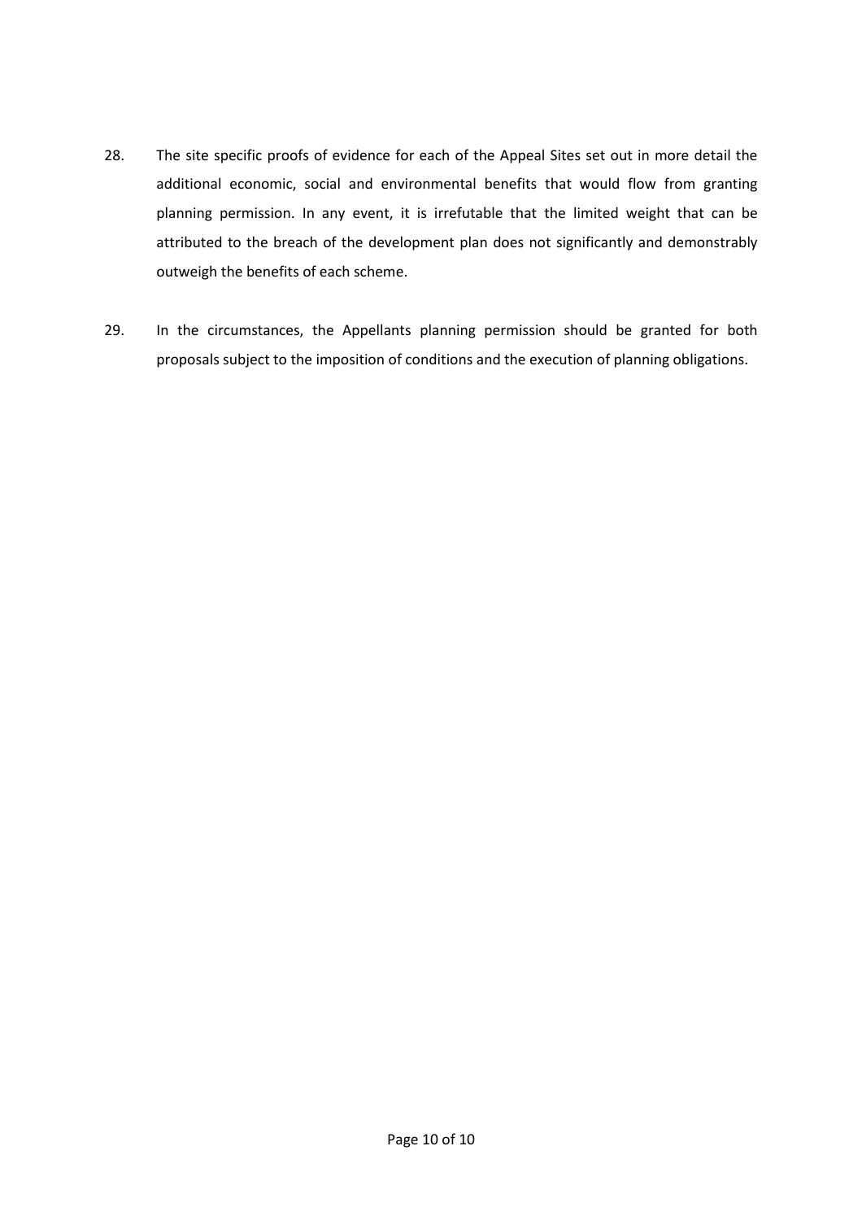28. The site specific proofs of evidence for each of the Appeal Sites set out in more detail the additional economic, social and environmental benefits that would flow from granting planning permission. In any event, it is irrefutable that the limited weight that can be attributed to the breach of the development plan does not significantly and demonstrably outweigh the benefits of each scheme.

29. In the circumstances, the Appellants planning permission should be granted for both proposals subject to the imposition of conditions and the execution of planning obligations.